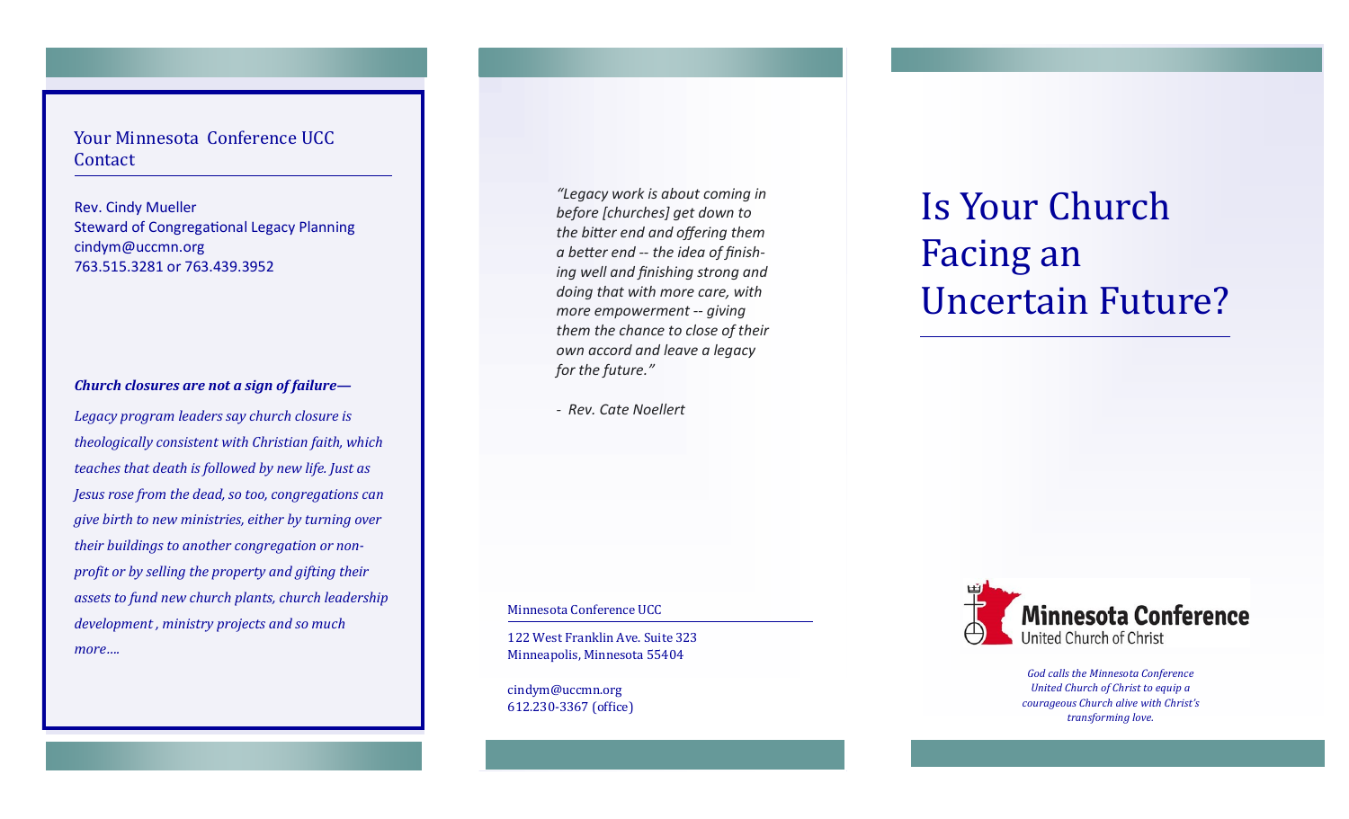Your Minnesota Conference UCC Contact

Rev. Cindy Mueller
Steward of Congregational Legacy Planning
cindym@uccmn.org
763.515.3281 or 763.439.3952

***Church closures are not a sign of failure—***

*Legacy program leaders say church closure is theologically consistent with Christian faith, which teaches that death is followed by new life. Just as Jesus rose from the dead, so too, congregations can give birth to new ministries, either by turning over their buildings to another congregation or non-profit or by selling the property and gifting their assets to fund new church plants, church leadership development , ministry projects and so much more….*

*"Legacy work is about coming in before [churches] get down to the bitter end and offering them a better end -- the idea of finishing well and finishing strong and doing that with more care, with more empowerment -- giving them the chance to close of their own accord and leave a legacy for the future."*

*- Rev. Cate Noellert*

Minnesota Conference UCC

122 West Franklin Ave. Suite 323
Minneapolis, Minnesota 55404

cindym@uccmn.org
612.230-3367 (office)

# Is Your Church Facing an Uncertain Future?

Minnesota Conference
United Church of Christ

*God calls the Minnesota Conference United Church of Christ to equip a courageous Church alive with Christ's transforming love.*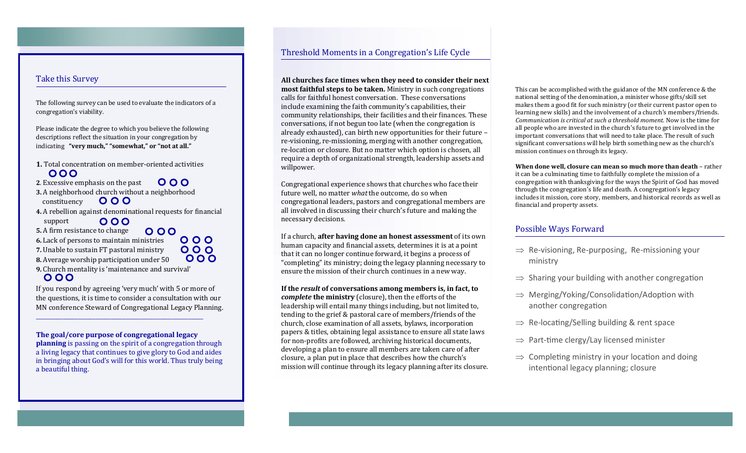## Take this Survey

The following survey can be used to evaluate the indicators of a congregation's viability.

Please indicate the degree to which you believe the following descriptions reflect the situation in your congregation by indicating **"very much," "somewhat," or "not at all."**

**1.** Total concentration on member-oriented activities ○ ○ ○
**2**. Excessive emphasis on the past ○ ○ ○
**3.** A neighborhood church without a neighborhood constituency ○ ○ ○
**4.** A rebellion against denominational requests for financial support ○ ○ ○
**5.** A firm resistance to change ○ ○ ○
**6.** Lack of persons to maintain ministries ○ ○ ○
**7.** Unable to sustain FT pastoral ministry ○ ○ ○
**8.** Average worship participation under 50 ○ ○ ○
**9.** Church mentality is 'maintenance and survival' ○ ○ ○

If you respond by agreeing 'very much' with 5 or more of the questions, it is time to consider a consultation with our MN conference Steward of Congregational Legacy Planning.

**The goal/core purpose of congregational legacy planning** is passing on the spirit of a congregation through a living legacy that continues to give glory to God and aides in bringing about God's will for this world. Thus truly being a beautiful thing.

## Threshold Moments in a Congregation's Life Cycle

**All churches face times when they need to consider their next most faithful steps to be taken.** Ministry in such congregations calls for faithful honest conversation. These conversations include examining the faith community's capabilities, their community relationships, their facilities and their finances. These conversations, if not begun too late (when the congregation is already exhausted), can birth new opportunities for their future – re-visioning, re-missioning, merging with another congregation, re-location or closure. But no matter which option is chosen, all require a depth of organizational strength, leadership assets and willpower.

Congregational experience shows that churches who face their future well, no matter *what* the outcome, do so when congregational leaders, pastors and congregational members are all involved in discussing their church's future and making the necessary decisions.

If a church, **after having done an honest assessment** of its own human capacity and financial assets, determines it is at a point that it can no longer continue forward, it begins a process of "completing" its ministry; doing the legacy planning necessary to ensure the mission of their church continues in a new way.

**If the *result* of conversations among members is, in fact, to *complete* the ministry** (closure), then the efforts of the leadership will entail many things including, but not limited to, tending to the grief & pastoral care of members/friends of the church, close examination of all assets, bylaws, incorporation papers & titles, obtaining legal assistance to ensure all state laws for non-profits are followed, archiving historical documents, developing a plan to ensure all members are taken care of after closure, a plan put in place that describes how the church's mission will continue through its legacy planning after its closure.

This can be accomplished with the guidance of the MN conference & the national setting of the denomination, a minister whose gifts/skill set makes them a good fit for such ministry (or their current pastor open to learning new skills) and the involvement of a church's members/friends. *Communication is critical at such a threshold moment.* Now is the time for all people who are invested in the church's future to get involved in the important conversations that will need to take place. The result of such significant conversations will help birth something new as the church's mission continues on through its legacy.

**When done well, closure can mean so much more than death** – rather it can be a culminating time to faithfully complete the mission of a congregation with thanksgiving for the ways the Spirit of God has moved through the congregation's life and death. A congregation's legacy includes it mission, core story, members, and historical records as well as financial and property assets.

## Possible Ways Forward

- ⇒ Re-visioning, Re-purposing, Re-missioning your ministry
- ⇒ Sharing your building with another congregation
- ⇒ Merging/Yoking/Consolidation/Adoption with another congregation
- ⇒ Re-locating/Selling building & rent space
- ⇒ Part-time clergy/Lay licensed minister
- ⇒ Completing ministry in your location and doing intentional legacy planning; closure